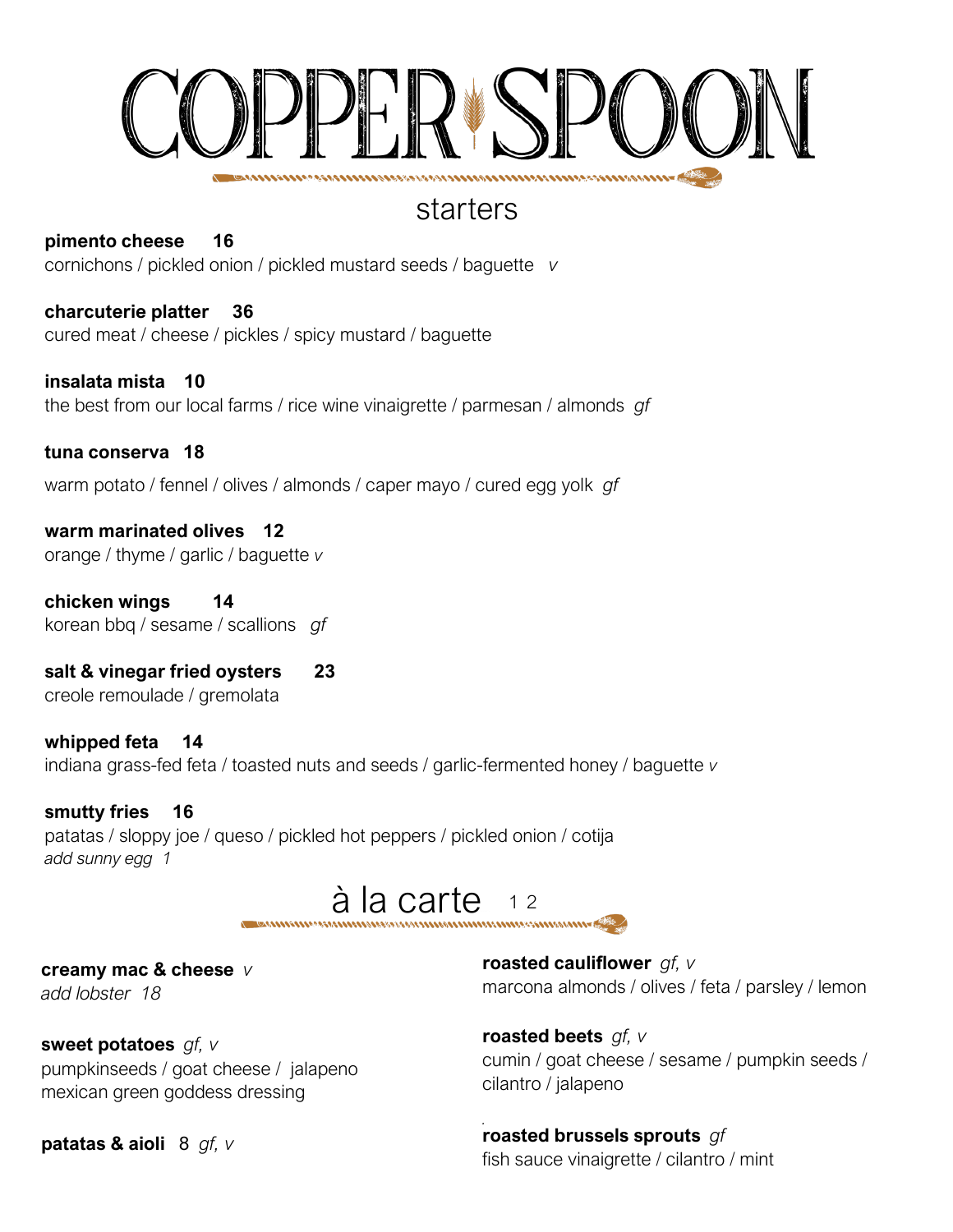# COPPER SPOON

## starters

**pimento cheese 16**
cornichons / pickled onion / pickled mustard seeds / baguette *v*

**charcuterie platter 36**
cured meat / cheese / pickles / spicy mustard / baguette

**insalata mista 10**
the best from our local farms / rice wine vinaigrette / parmesan / almonds *gf*

**tuna conserva 18**
warm potato / fennel / olives / almonds / caper mayo / cured egg yolk *gf*

**warm marinated olives 12**
orange / thyme / garlic / baguette *v*

**chicken wings 14**
korean bbq / sesame / scallions *gf*

**salt & vinegar fried oysters 23**
creole remoulade / gremolata

**whipped feta 14**
indiana grass-fed feta / toasted nuts and seeds / garlic-fermented honey / baguette *v*

**smutty fries 16**
patatas / sloppy joe / queso / pickled hot peppers / pickled onion / cotija
*add sunny egg 1*

## à la carte 12

**creamy mac & cheese** *v*
*add lobster 18*

**sweet potatoes** *gf, v*
pumpkinseeds / goat cheese / jalapeno
mexican green goddess dressing

**patatas & aioli** 8 *gf, v*

**roasted cauliflower** *gf, v*
marcona almonds / olives / feta / parsley / lemon

**roasted beets** *gf, v*
cumin / goat cheese / sesame / pumpkin seeds /
cilantro / jalapeno

**roasted brussels sprouts** *gf*
fish sauce vinaigrette / cilantro / mint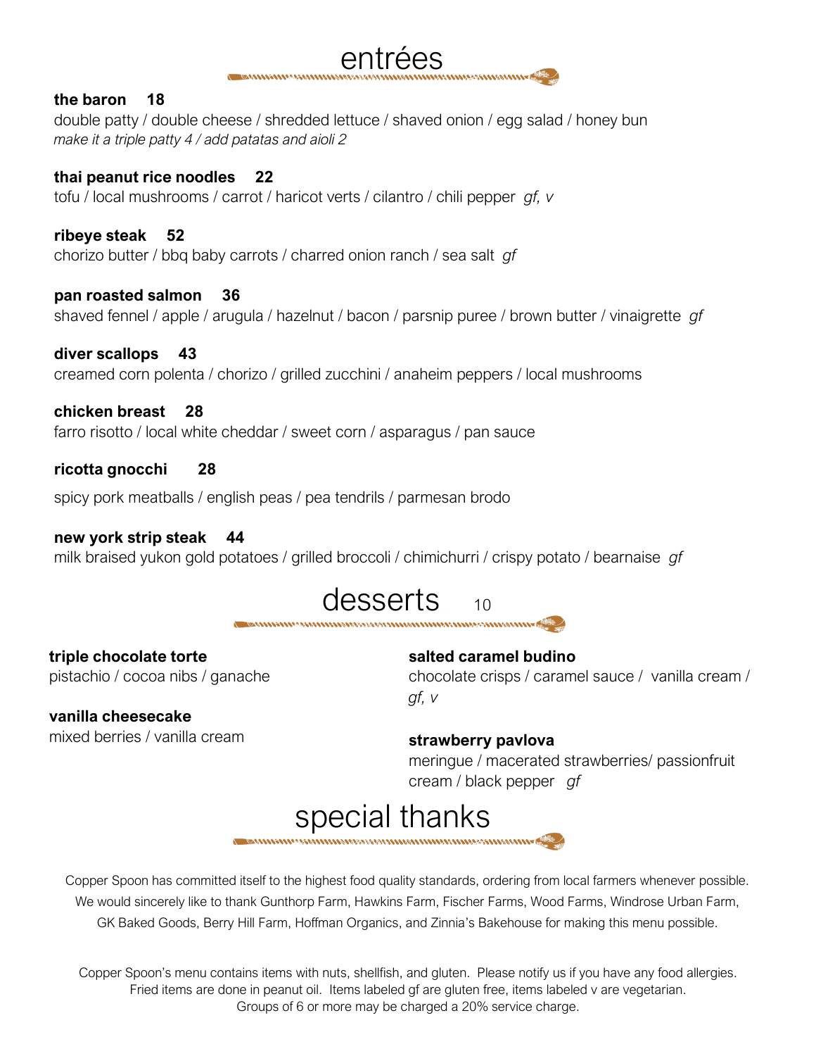# entrées

**the baron 18**
double patty / double cheese / shredded lettuce / shaved onion / egg salad / honey bun
*make it a triple patty 4 / add patatas and aioli 2*

**thai peanut rice noodles 22**
tofu / local mushrooms / carrot / haricot verts / cilantro / chili pepper *gf, v*

**ribeye steak 52**
chorizo butter / bbq baby carrots / charred onion ranch / sea salt *gf*

**pan roasted salmon 36**
shaved fennel / apple / arugula / hazelnut / bacon / parsnip puree / brown butter / vinaigrette *gf*

**diver scallops 43**
creamed corn polenta / chorizo / grilled zucchini / anaheim peppers / local mushrooms

**chicken breast 28**
farro risotto / local white cheddar / sweet corn / asparagus / pan sauce

**ricotta gnocchi 28**
spicy pork meatballs / english peas / pea tendrils / parmesan brodo

**new york strip steak 44**
milk braised yukon gold potatoes / grilled broccoli / chimichurri / crispy potato / bearnaise *gf*

# desserts 10

**triple chocolate torte**
pistachio / cocoa nibs / ganache

**vanilla cheesecake**
mixed berries / vanilla cream

**salted caramel budino**
chocolate crisps / caramel sauce / vanilla cream / *gf, v*

**strawberry pavlova**
meringue / macerated strawberries/ passionfruit cream / black pepper *gf*

# special thanks

Copper Spoon has committed itself to the highest food quality standards, ordering from local farmers whenever possible. We would sincerely like to thank Gunthorp Farm, Hawkins Farm, Fischer Farms, Wood Farms, Windrose Urban Farm, GK Baked Goods, Berry Hill Farm, Hoffman Organics, and Zinnia's Bakehouse for making this menu possible.

Copper Spoon's menu contains items with nuts, shellfish, and gluten. Please notify us if you have any food allergies. Fried items are done in peanut oil. Items labeled gf are gluten free, items labeled v are vegetarian. Groups of 6 or more may be charged a 20% service charge.